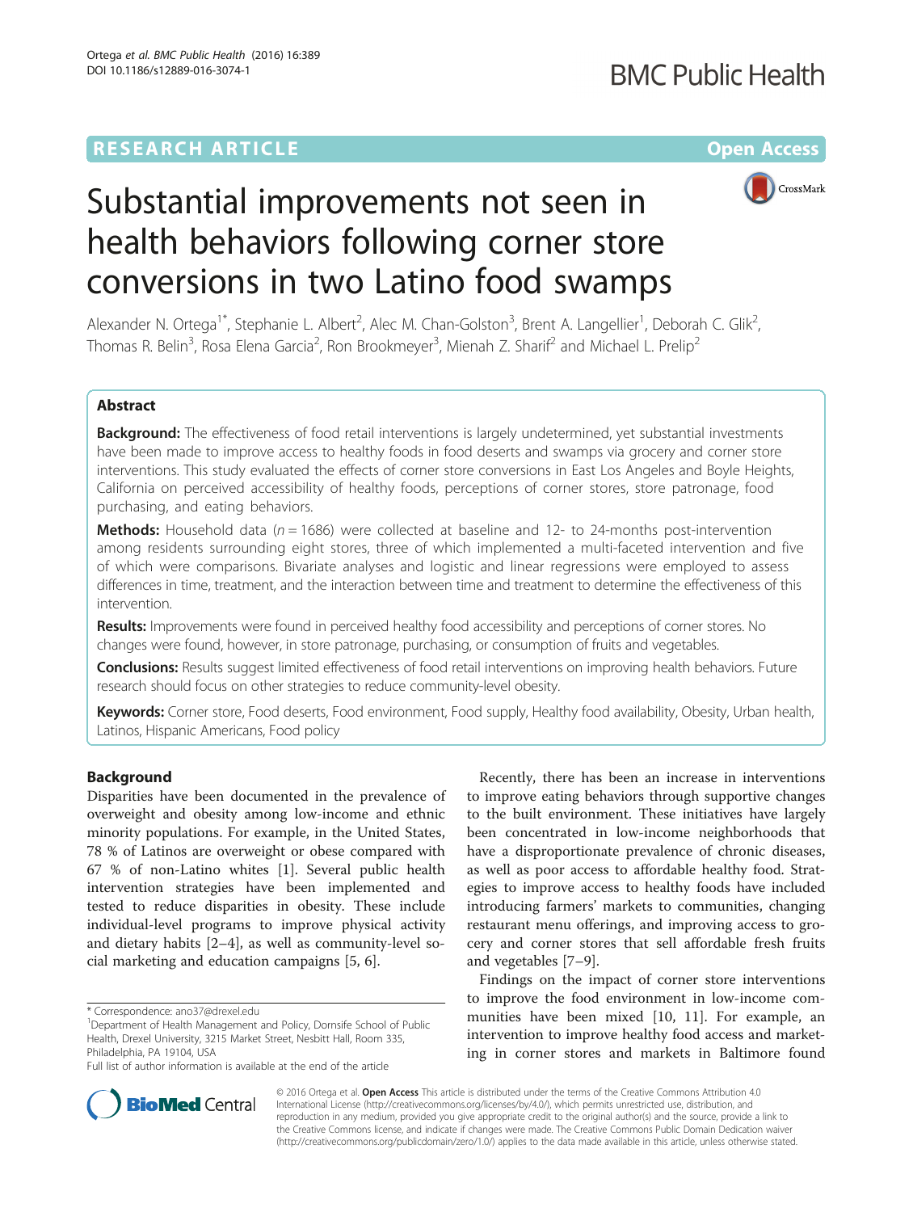# RESEARCH ARTICLE

Open Access

# Substantial improvements not seen in health behaviors following corner store conversions in two Latino food swamps

Alexander N. Ortega[1*], Stephanie L. Albert[2], Alec M. Chan-Golston[3], Brent A. Langellier[1], Deborah C. Glik[2], Thomas R. Belin[3], Rosa Elena Garcia[2], Ron Brookmeyer[3], Mienah Z. Sharif[2] and Michael L. Prelip[2]

## Abstract

**Background:** The effectiveness of food retail interventions is largely undetermined, yet substantial investments have been made to improve access to healthy foods in food deserts and swamps via grocery and corner store interventions. This study evaluated the effects of corner store conversions in East Los Angeles and Boyle Heights, California on perceived accessibility of healthy foods, perceptions of corner stores, store patronage, food purchasing, and eating behaviors.

**Methods:** Household data ($n = 1686$) were collected at baseline and 12- to 24-months post-intervention among residents surrounding eight stores, three of which implemented a multi-faceted intervention and five of which were comparisons. Bivariate analyses and logistic and linear regressions were employed to assess differences in time, treatment, and the interaction between time and treatment to determine the effectiveness of this intervention.

**Results:** Improvements were found in perceived healthy food accessibility and perceptions of corner stores. No changes were found, however, in store patronage, purchasing, or consumption of fruits and vegetables.

**Conclusions:** Results suggest limited effectiveness of food retail interventions on improving health behaviors. Future research should focus on other strategies to reduce community-level obesity.

**Keywords:** Corner store, Food deserts, Food environment, Food supply, Healthy food availability, Obesity, Urban health, Latinos, Hispanic Americans, Food policy

## Background

Disparities have been documented in the prevalence of overweight and obesity among low-income and ethnic minority populations. For example, in the United States, 78 % of Latinos are overweight or obese compared with 67 % of non-Latino whites [1]. Several public health intervention strategies have been implemented and tested to reduce disparities in obesity. These include individual-level programs to improve physical activity and dietary habits [2–4], as well as community-level social marketing and education campaigns [5, 6].

Recently, there has been an increase in interventions to improve eating behaviors through supportive changes to the built environment. These initiatives have largely been concentrated in low-income neighborhoods that have a disproportionate prevalence of chronic diseases, as well as poor access to affordable healthy food. Strategies to improve access to healthy foods have included introducing farmers' markets to communities, changing restaurant menu offerings, and improving access to grocery and corner stores that sell affordable fresh fruits and vegetables [7–9].

Findings on the impact of corner store interventions to improve the food environment in low-income communities have been mixed [10, 11]. For example, an intervention to improve healthy food access and marketing in corner stores and markets in Baltimore found

\* Correspondence: ano37@drexel.edu
[1]Department of Health Management and Policy, Dornsife School of Public Health, Drexel University, 3215 Market Street, Nesbitt Hall, Room 335, Philadelphia, PA 19104, USA
Full list of author information is available at the end of the article

© 2016 Ortega et al. **Open Access** This article is distributed under the terms of the Creative Commons Attribution 4.0 International License (http://creativecommons.org/licenses/by/4.0/), which permits unrestricted use, distribution, and reproduction in any medium, provided you give appropriate credit to the original author(s) and the source, provide a link to the Creative Commons license, and indicate if changes were made. The Creative Commons Public Domain Dedication waiver (http://creativecommons.org/publicdomain/zero/1.0/) applies to the data made available in this article, unless otherwise stated.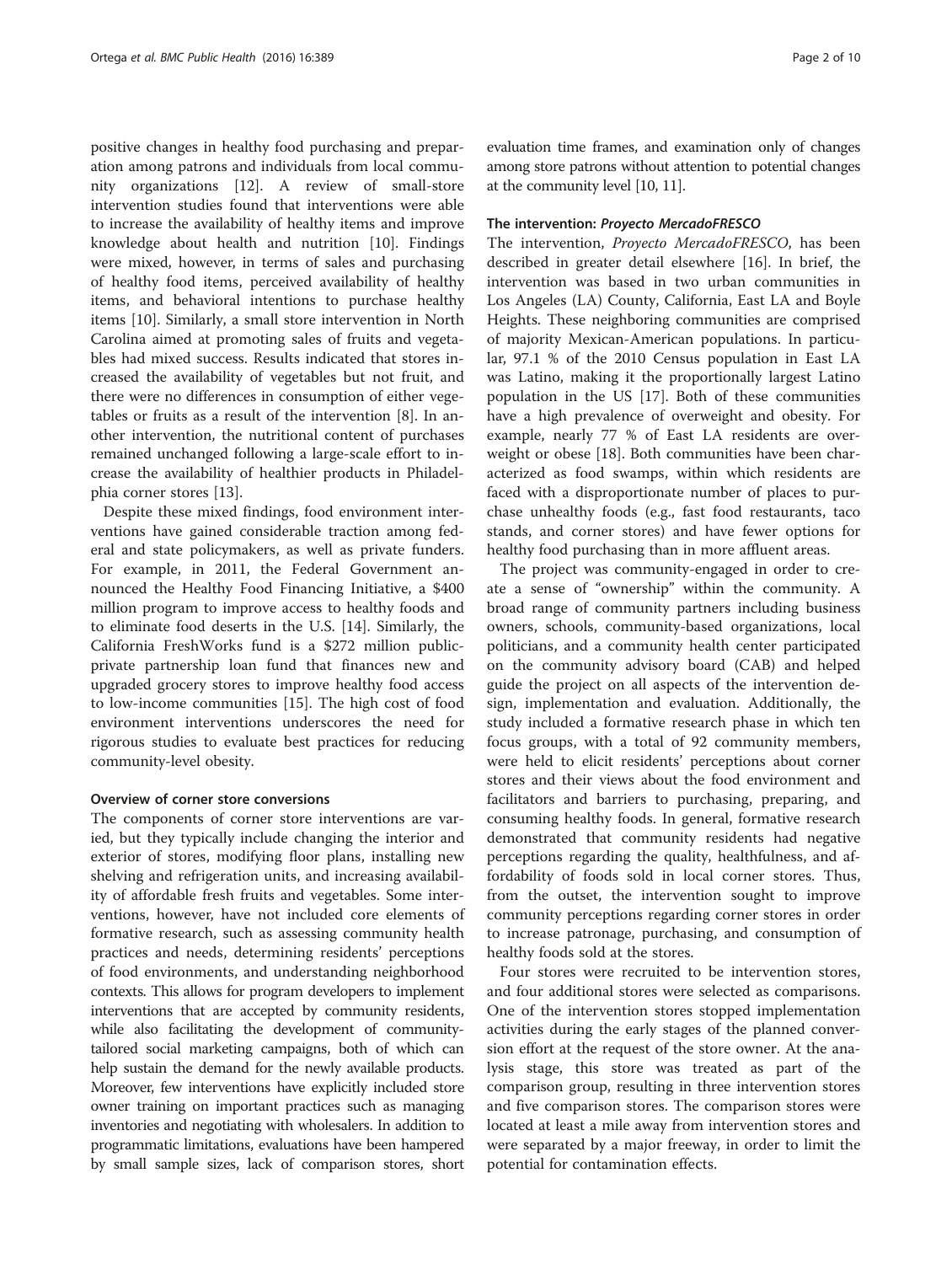positive changes in healthy food purchasing and preparation among patrons and individuals from local community organizations [12]. A review of small-store intervention studies found that interventions were able to increase the availability of healthy items and improve knowledge about health and nutrition [10]. Findings were mixed, however, in terms of sales and purchasing of healthy food items, perceived availability of healthy items, and behavioral intentions to purchase healthy items [10]. Similarly, a small store intervention in North Carolina aimed at promoting sales of fruits and vegetables had mixed success. Results indicated that stores increased the availability of vegetables but not fruit, and there were no differences in consumption of either vegetables or fruits as a result of the intervention [8]. In another intervention, the nutritional content of purchases remained unchanged following a large-scale effort to increase the availability of healthier products in Philadelphia corner stores [13].

Despite these mixed findings, food environment interventions have gained considerable traction among federal and state policymakers, as well as private funders. For example, in 2011, the Federal Government announced the Healthy Food Financing Initiative, a $400 million program to improve access to healthy foods and to eliminate food deserts in the U.S. [14]. Similarly, the California FreshWorks fund is a $272 million public-private partnership loan fund that finances new and upgraded grocery stores to improve healthy food access to low-income communities [15]. The high cost of food environment interventions underscores the need for rigorous studies to evaluate best practices for reducing community-level obesity.

### Overview of corner store conversions

The components of corner store interventions are varied, but they typically include changing the interior and exterior of stores, modifying floor plans, installing new shelving and refrigeration units, and increasing availability of affordable fresh fruits and vegetables. Some interventions, however, have not included core elements of formative research, such as assessing community health practices and needs, determining residents' perceptions of food environments, and understanding neighborhood contexts. This allows for program developers to implement interventions that are accepted by community residents, while also facilitating the development of community-tailored social marketing campaigns, both of which can help sustain the demand for the newly available products. Moreover, few interventions have explicitly included store owner training on important practices such as managing inventories and negotiating with wholesalers. In addition to programmatic limitations, evaluations have been hampered by small sample sizes, lack of comparison stores, short evaluation time frames, and examination only of changes among store patrons without attention to potential changes at the community level [10, 11].

### The intervention: *Proyecto MercadoFRESCO*

The intervention, *Proyecto MercadoFRESCO*, has been described in greater detail elsewhere [16]. In brief, the intervention was based in two urban communities in Los Angeles (LA) County, California, East LA and Boyle Heights. These neighboring communities are comprised of majority Mexican-American populations. In particular, 97.1 % of the 2010 Census population in East LA was Latino, making it the proportionally largest Latino population in the US [17]. Both of these communities have a high prevalence of overweight and obesity. For example, nearly 77 % of East LA residents are overweight or obese [18]. Both communities have been characterized as food swamps, within which residents are faced with a disproportionate number of places to purchase unhealthy foods (e.g., fast food restaurants, taco stands, and corner stores) and have fewer options for healthy food purchasing than in more affluent areas.

The project was community-engaged in order to create a sense of "ownership" within the community. A broad range of community partners including business owners, schools, community-based organizations, local politicians, and a community health center participated on the community advisory board (CAB) and helped guide the project on all aspects of the intervention design, implementation and evaluation. Additionally, the study included a formative research phase in which ten focus groups, with a total of 92 community members, were held to elicit residents' perceptions about corner stores and their views about the food environment and facilitators and barriers to purchasing, preparing, and consuming healthy foods. In general, formative research demonstrated that community residents had negative perceptions regarding the quality, healthfulness, and affordability of foods sold in local corner stores. Thus, from the outset, the intervention sought to improve community perceptions regarding corner stores in order to increase patronage, purchasing, and consumption of healthy foods sold at the stores.

Four stores were recruited to be intervention stores, and four additional stores were selected as comparisons. One of the intervention stores stopped implementation activities during the early stages of the planned conversion effort at the request of the store owner. At the analysis stage, this store was treated as part of the comparison group, resulting in three intervention stores and five comparison stores. The comparison stores were located at least a mile away from intervention stores and were separated by a major freeway, in order to limit the potential for contamination effects.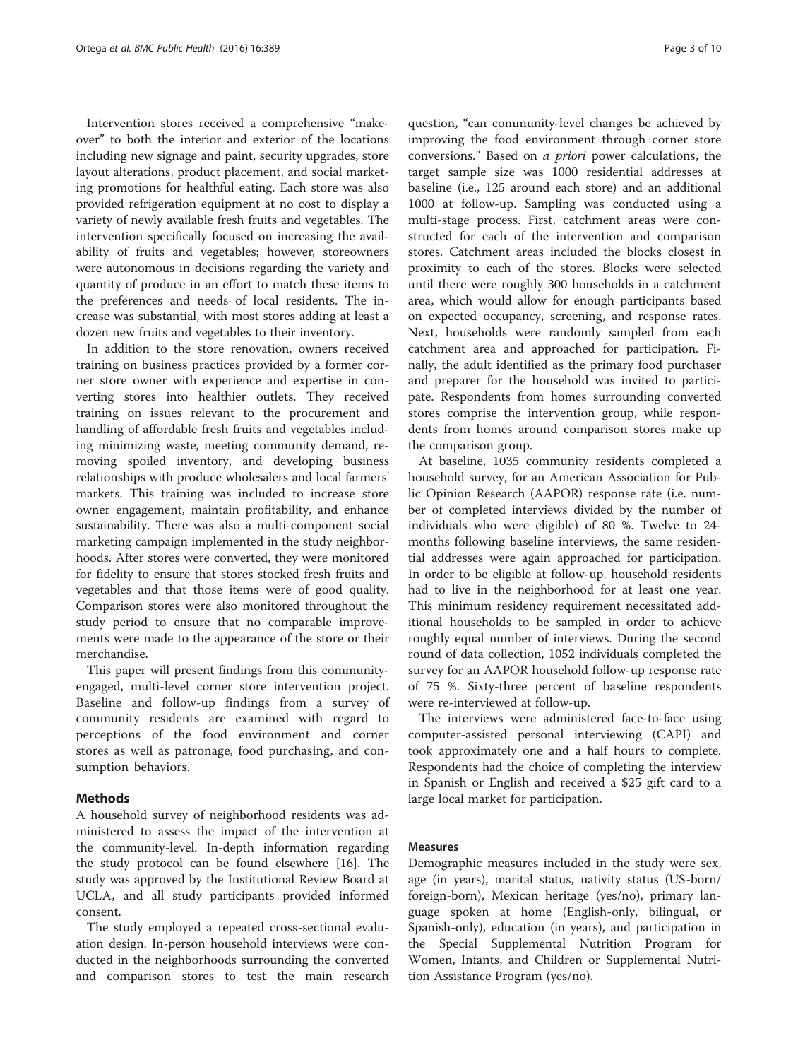Intervention stores received a comprehensive "makeover" to both the interior and exterior of the locations including new signage and paint, security upgrades, store layout alterations, product placement, and social marketing promotions for healthful eating. Each store was also provided refrigeration equipment at no cost to display a variety of newly available fresh fruits and vegetables. The intervention specifically focused on increasing the availability of fruits and vegetables; however, storeowners were autonomous in decisions regarding the variety and quantity of produce in an effort to match these items to the preferences and needs of local residents. The increase was substantial, with most stores adding at least a dozen new fruits and vegetables to their inventory.

In addition to the store renovation, owners received training on business practices provided by a former corner store owner with experience and expertise in converting stores into healthier outlets. They received training on issues relevant to the procurement and handling of affordable fresh fruits and vegetables including minimizing waste, meeting community demand, removing spoiled inventory, and developing business relationships with produce wholesalers and local farmers' markets. This training was included to increase store owner engagement, maintain profitability, and enhance sustainability. There was also a multi-component social marketing campaign implemented in the study neighborhoods. After stores were converted, they were monitored for fidelity to ensure that stores stocked fresh fruits and vegetables and that those items were of good quality. Comparison stores were also monitored throughout the study period to ensure that no comparable improvements were made to the appearance of the store or their merchandise.

This paper will present findings from this community-engaged, multi-level corner store intervention project. Baseline and follow-up findings from a survey of community residents are examined with regard to perceptions of the food environment and corner stores as well as patronage, food purchasing, and consumption behaviors.

## Methods

A household survey of neighborhood residents was administered to assess the impact of the intervention at the community-level. In-depth information regarding the study protocol can be found elsewhere [16]. The study was approved by the Institutional Review Board at UCLA, and all study participants provided informed consent.

The study employed a repeated cross-sectional evaluation design. In-person household interviews were conducted in the neighborhoods surrounding the converted and comparison stores to test the main research question, "can community-level changes be achieved by improving the food environment through corner store conversions." Based on *a priori* power calculations, the target sample size was 1000 residential addresses at baseline (i.e., 125 around each store) and an additional 1000 at follow-up. Sampling was conducted using a multi-stage process. First, catchment areas were constructed for each of the intervention and comparison stores. Catchment areas included the blocks closest in proximity to each of the stores. Blocks were selected until there were roughly 300 households in a catchment area, which would allow for enough participants based on expected occupancy, screening, and response rates. Next, households were randomly sampled from each catchment area and approached for participation. Finally, the adult identified as the primary food purchaser and preparer for the household was invited to participate. Respondents from homes surrounding converted stores comprise the intervention group, while respondents from homes around comparison stores make up the comparison group.

At baseline, 1035 community residents completed a household survey, for an American Association for Public Opinion Research (AAPOR) response rate (i.e. number of completed interviews divided by the number of individuals who were eligible) of 80 %. Twelve to 24-months following baseline interviews, the same residential addresses were again approached for participation. In order to be eligible at follow-up, household residents had to live in the neighborhood for at least one year. This minimum residency requirement necessitated additional households to be sampled in order to achieve roughly equal number of interviews. During the second round of data collection, 1052 individuals completed the survey for an AAPOR household follow-up response rate of 75 %. Sixty-three percent of baseline respondents were re-interviewed at follow-up.

The interviews were administered face-to-face using computer-assisted personal interviewing (CAPI) and took approximately one and a half hours to complete. Respondents had the choice of completing the interview in Spanish or English and received a $25 gift card to a large local market for participation.

### Measures

Demographic measures included in the study were sex, age (in years), marital status, nativity status (US-born/foreign-born), Mexican heritage (yes/no), primary language spoken at home (English-only, bilingual, or Spanish-only), education (in years), and participation in the Special Supplemental Nutrition Program for Women, Infants, and Children or Supplemental Nutrition Assistance Program (yes/no).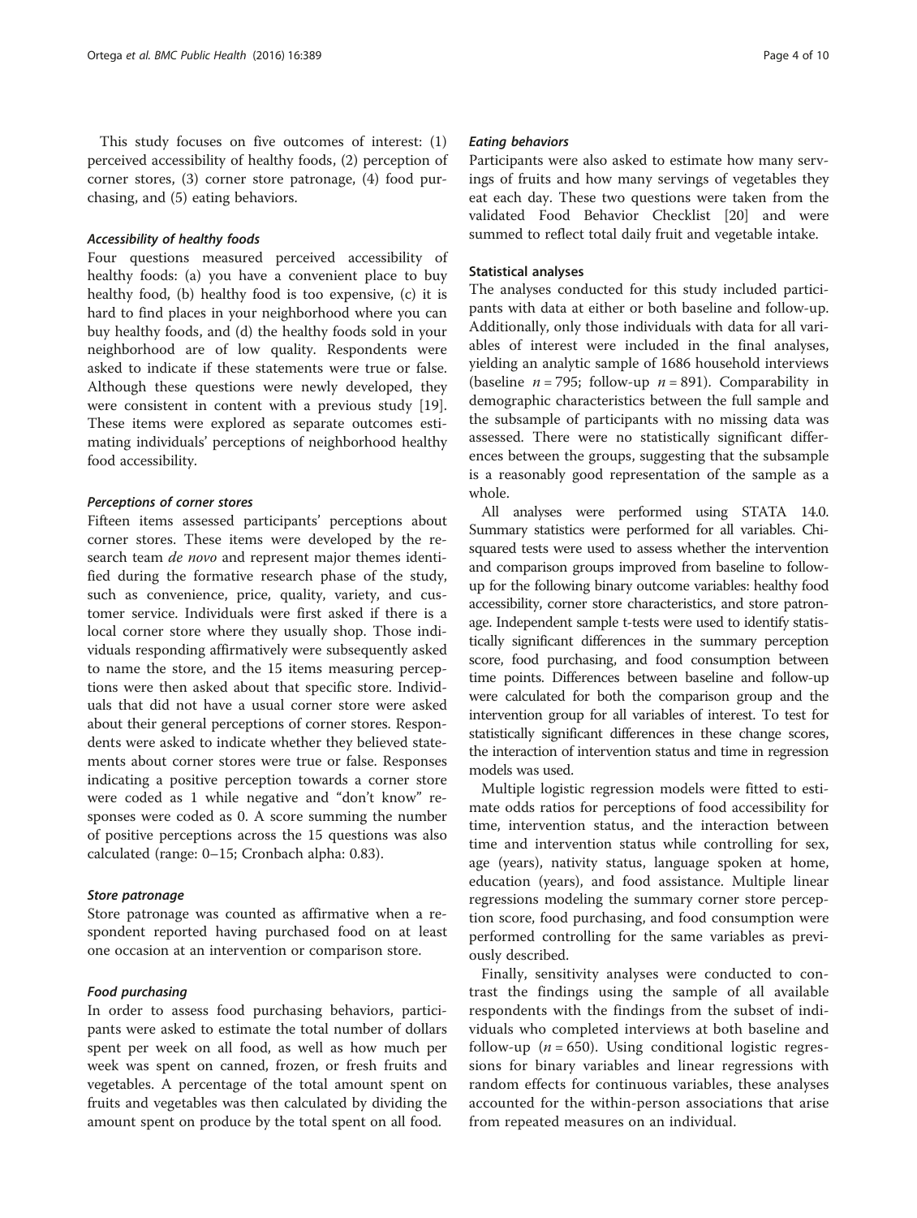This study focuses on five outcomes of interest: (1) perceived accessibility of healthy foods, (2) perception of corner stores, (3) corner store patronage, (4) food purchasing, and (5) eating behaviors.

#### *Accessibility of healthy foods*

Four questions measured perceived accessibility of healthy foods: (a) you have a convenient place to buy healthy food, (b) healthy food is too expensive, (c) it is hard to find places in your neighborhood where you can buy healthy foods, and (d) the healthy foods sold in your neighborhood are of low quality. Respondents were asked to indicate if these statements were true or false. Although these questions were newly developed, they were consistent in content with a previous study [19]. These items were explored as separate outcomes estimating individuals' perceptions of neighborhood healthy food accessibility.

#### *Perceptions of corner stores*

Fifteen items assessed participants' perceptions about corner stores. These items were developed by the research team *de novo* and represent major themes identified during the formative research phase of the study, such as convenience, price, quality, variety, and customer service. Individuals were first asked if there is a local corner store where they usually shop. Those individuals responding affirmatively were subsequently asked to name the store, and the 15 items measuring perceptions were then asked about that specific store. Individuals that did not have a usual corner store were asked about their general perceptions of corner stores. Respondents were asked to indicate whether they believed statements about corner stores were true or false. Responses indicating a positive perception towards a corner store were coded as 1 while negative and "don't know" responses were coded as 0. A score summing the number of positive perceptions across the 15 questions was also calculated (range: 0–15; Cronbach alpha: 0.83).

#### *Store patronage*

Store patronage was counted as affirmative when a respondent reported having purchased food on at least one occasion at an intervention or comparison store.

#### *Food purchasing*

In order to assess food purchasing behaviors, participants were asked to estimate the total number of dollars spent per week on all food, as well as how much per week was spent on canned, frozen, or fresh fruits and vegetables. A percentage of the total amount spent on fruits and vegetables was then calculated by dividing the amount spent on produce by the total spent on all food.

#### *Eating behaviors*

Participants were also asked to estimate how many servings of fruits and how many servings of vegetables they eat each day. These two questions were taken from the validated Food Behavior Checklist [20] and were summed to reflect total daily fruit and vegetable intake.

### Statistical analyses

The analyses conducted for this study included participants with data at either or both baseline and follow-up. Additionally, only those individuals with data for all variables of interest were included in the final analyses, yielding an analytic sample of 1686 household interviews (baseline $n = 795$; follow-up $n = 891$). Comparability in demographic characteristics between the full sample and the subsample of participants with no missing data was assessed. There were no statistically significant differences between the groups, suggesting that the subsample is a reasonably good representation of the sample as a whole.

All analyses were performed using STATA 14.0. Summary statistics were performed for all variables. Chi-squared tests were used to assess whether the intervention and comparison groups improved from baseline to follow-up for the following binary outcome variables: healthy food accessibility, corner store characteristics, and store patronage. Independent sample t-tests were used to identify statistically significant differences in the summary perception score, food purchasing, and food consumption between time points. Differences between baseline and follow-up were calculated for both the comparison group and the intervention group for all variables of interest. To test for statistically significant differences in these change scores, the interaction of intervention status and time in regression models was used.

Multiple logistic regression models were fitted to estimate odds ratios for perceptions of food accessibility for time, intervention status, and the interaction between time and intervention status while controlling for sex, age (years), nativity status, language spoken at home, education (years), and food assistance. Multiple linear regressions modeling the summary corner store perception score, food purchasing, and food consumption were performed controlling for the same variables as previously described.

Finally, sensitivity analyses were conducted to contrast the findings using the sample of all available respondents with the findings from the subset of individuals who completed interviews at both baseline and follow-up ($n = 650$). Using conditional logistic regressions for binary variables and linear regressions with random effects for continuous variables, these analyses accounted for the within-person associations that arise from repeated measures on an individual.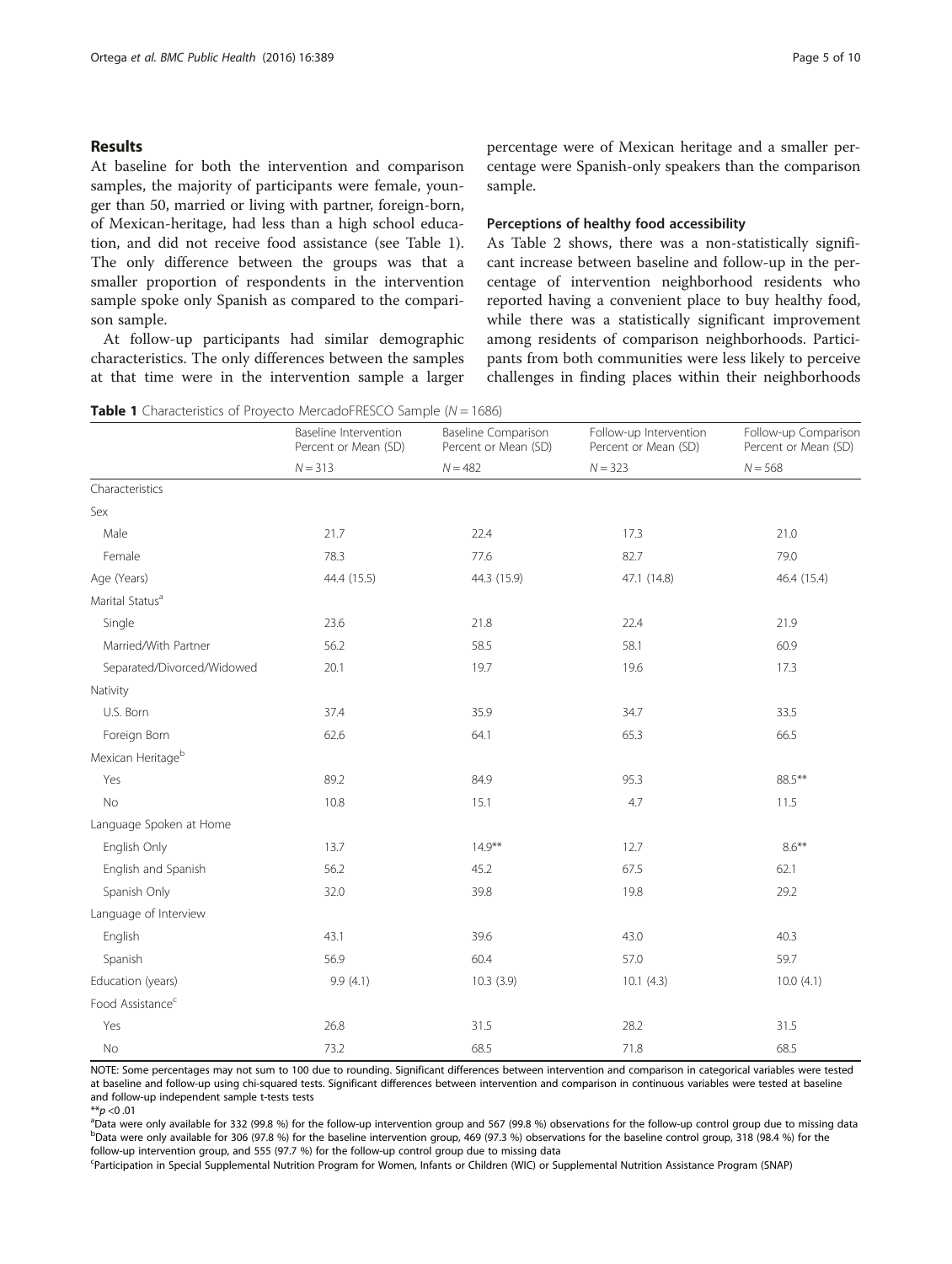## Results

At baseline for both the intervention and comparison samples, the majority of participants were female, younger than 50, married or living with partner, foreign-born, of Mexican-heritage, had less than a high school education, and did not receive food assistance (see Table 1). The only difference between the groups was that a smaller proportion of respondents in the intervention sample spoke only Spanish as compared to the comparison sample.

At follow-up participants had similar demographic characteristics. The only differences between the samples at that time were in the intervention sample a larger percentage were of Mexican heritage and a smaller percentage were Spanish-only speakers than the comparison sample.

### Perceptions of healthy food accessibility

As Table 2 shows, there was a non-statistically significant increase between baseline and follow-up in the percentage of intervention neighborhood residents who reported having a convenient place to buy healthy food, while there was a statistically significant improvement among residents of comparison neighborhoods. Participants from both communities were less likely to perceive challenges in finding places within their neighborhoods

**Table 1** Characteristics of Proyecto MercadoFRESCO Sample ($N = 1686$)

| | Baseline Intervention Percent or Mean (SD) | Baseline Comparison Percent or Mean (SD) | Follow-up Intervention Percent or Mean (SD) | Follow-up Comparison Percent or Mean (SD) |
|---|---|---|---|---|
| | $N = 313$ | $N = 482$ | $N = 323$ | $N = 568$ |
| Characteristics | | | | |
| Sex | | | | |
| Male | 21.7 | 22.4 | 17.3 | 21.0 |
| Female | 78.3 | 77.6 | 82.7 | 79.0 |
| Age (Years) | 44.4 (15.5) | 44.3 (15.9) | 47.1 (14.8) | 46.4 (15.4) |
| Marital Status[a] | | | | |
| Single | 23.6 | 21.8 | 22.4 | 21.9 |
| Married/With Partner | 56.2 | 58.5 | 58.1 | 60.9 |
| Separated/Divorced/Widowed | 20.1 | 19.7 | 19.6 | 17.3 |
| Nativity | | | | |
| U.S. Born | 37.4 | 35.9 | 34.7 | 33.5 |
| Foreign Born | 62.6 | 64.1 | 65.3 | 66.5 |
| Mexican Heritage[b] | | | | |
| Yes | 89.2 | 84.9 | 95.3 | 88.5** |
| No | 10.8 | 15.1 | 4.7 | 11.5 |
| Language Spoken at Home | | | | |
| English Only | 13.7 | 14.9** | 12.7 | 8.6** |
| English and Spanish | 56.2 | 45.2 | 67.5 | 62.1 |
| Spanish Only | 32.0 | 39.8 | 19.8 | 29.2 |
| Language of Interview | | | | |
| English | 43.1 | 39.6 | 43.0 | 40.3 |
| Spanish | 56.9 | 60.4 | 57.0 | 59.7 |
| Education (years) | 9.9 (4.1) | 10.3 (3.9) | 10.1 (4.3) | 10.0 (4.1) |
| Food Assistance[c] | | | | |
| Yes | 26.8 | 31.5 | 28.2 | 31.5 |
| No | 73.2 | 68.5 | 71.8 | 68.5 |

NOTE: Some percentages may not sum to 100 due to rounding. Significant differences between intervention and comparison in categorical variables were tested at baseline and follow-up using chi-squared tests. Significant differences between intervention and comparison in continuous variables were tested at baseline and follow-up independent sample t-tests tests

**$p < 0.01$

[a]Data were only available for 332 (99.8 %) for the follow-up intervention group and 567 (99.8 %) observations for the follow-up control group due to missing data

[b]Data were only available for 306 (97.8 %) for the baseline intervention group, 469 (97.3 %) observations for the baseline control group, 318 (98.4 %) for the follow-up intervention group, and 555 (97.7 %) for the follow-up control group due to missing data

[c]Participation in Special Supplemental Nutrition Program for Women, Infants or Children (WIC) or Supplemental Nutrition Assistance Program (SNAP)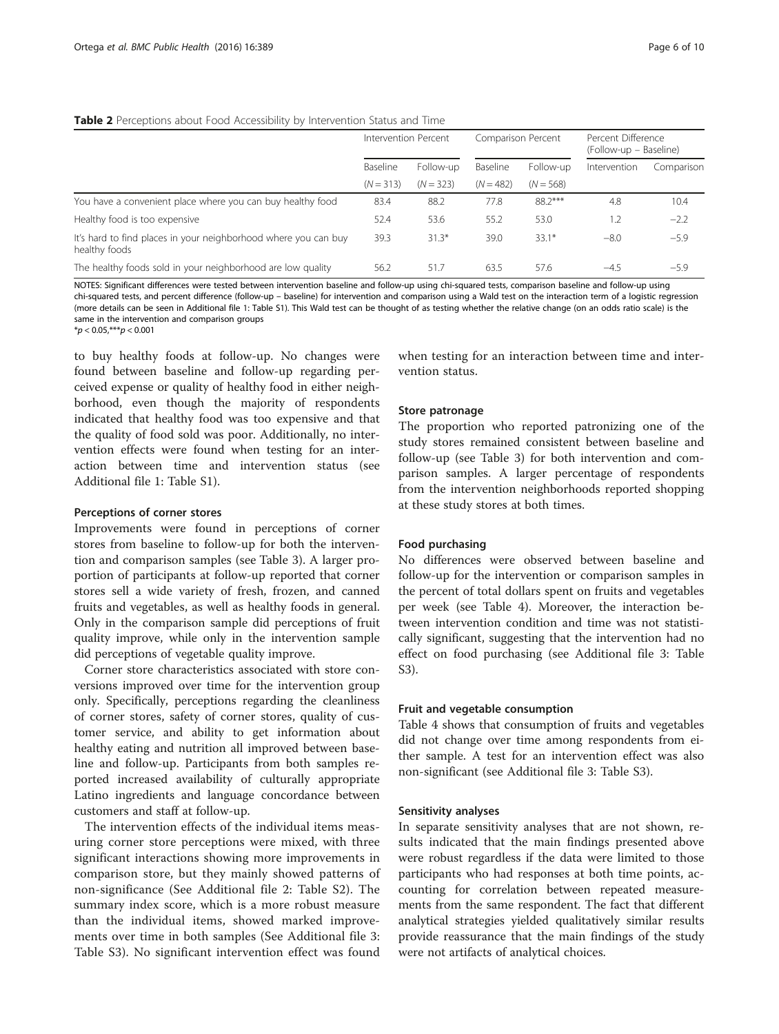**Table 2** Perceptions about Food Accessibility by Intervention Status and Time

| | Intervention Percent | | Comparison Percent | | Percent Difference (Follow-up – Baseline) | |
|---|---|---|---|---|---|---|
| | Baseline | Follow-up | Baseline | Follow-up | Intervention | Comparison |
| | ($N = 313$) | ($N = 323$) | ($N = 482$) | ($N = 568$) | | |
| You have a convenient place where you can buy healthy food | 83.4 | 88.2 | 77.8 | 88.2*** | 4.8 | 10.4 |
| Healthy food is too expensive | 52.4 | 53.6 | 55.2 | 53.0 | 1.2 | −2.2 |
| It's hard to find places in your neighborhood where you can buy healthy foods | 39.3 | 31.3* | 39.0 | 33.1* | −8.0 | −5.9 |
| The healthy foods sold in your neighborhood are low quality | 56.2 | 51.7 | 63.5 | 57.6 | −4.5 | −5.9 |

NOTES: Significant differences were tested between intervention baseline and follow-up using chi-squared tests, comparison baseline and follow-up using chi-squared tests, and percent difference (follow-up – baseline) for intervention and comparison using a Wald test on the interaction term of a logistic regression (more details can be seen in Additional file 1: Table S1). This Wald test can be thought of as testing whether the relative change (on an odds ratio scale) is the same in the intervention and comparison groups

*$p < 0.05$,***$p < 0.001$

to buy healthy foods at follow-up. No changes were found between baseline and follow-up regarding perceived expense or quality of healthy food in either neighborhood, even though the majority of respondents indicated that healthy food was too expensive and that the quality of food sold was poor. Additionally, no intervention effects were found when testing for an interaction between time and intervention status (see Additional file 1: Table S1).

#### Perceptions of corner stores

Improvements were found in perceptions of corner stores from baseline to follow-up for both the intervention and comparison samples (see Table 3). A larger proportion of participants at follow-up reported that corner stores sell a wide variety of fresh, frozen, and canned fruits and vegetables, as well as healthy foods in general. Only in the comparison sample did perceptions of fruit quality improve, while only in the intervention sample did perceptions of vegetable quality improve.

Corner store characteristics associated with store conversions improved over time for the intervention group only. Specifically, perceptions regarding the cleanliness of corner stores, safety of corner stores, quality of customer service, and ability to get information about healthy eating and nutrition all improved between baseline and follow-up. Participants from both samples reported increased availability of culturally appropriate Latino ingredients and language concordance between customers and staff at follow-up.

The intervention effects of the individual items measuring corner store perceptions were mixed, with three significant interactions showing more improvements in comparison store, but they mainly showed patterns of non-significance (See Additional file 2: Table S2). The summary index score, which is a more robust measure than the individual items, showed marked improvements over time in both samples (See Additional file 3: Table S3). No significant intervention effect was found when testing for an interaction between time and intervention status.

#### Store patronage

The proportion who reported patronizing one of the study stores remained consistent between baseline and follow-up (see Table 3) for both intervention and comparison samples. A larger percentage of respondents from the intervention neighborhoods reported shopping at these study stores at both times.

#### Food purchasing

No differences were observed between baseline and follow-up for the intervention or comparison samples in the percent of total dollars spent on fruits and vegetables per week (see Table 4). Moreover, the interaction between intervention condition and time was not statistically significant, suggesting that the intervention had no effect on food purchasing (see Additional file 3: Table S3).

#### Fruit and vegetable consumption

Table 4 shows that consumption of fruits and vegetables did not change over time among respondents from either sample. A test for an intervention effect was also non-significant (see Additional file 3: Table S3).

#### Sensitivity analyses

In separate sensitivity analyses that are not shown, results indicated that the main findings presented above were robust regardless if the data were limited to those participants who had responses at both time points, accounting for correlation between repeated measurements from the same respondent. The fact that different analytical strategies yielded qualitatively similar results provide reassurance that the main findings of the study were not artifacts of analytical choices.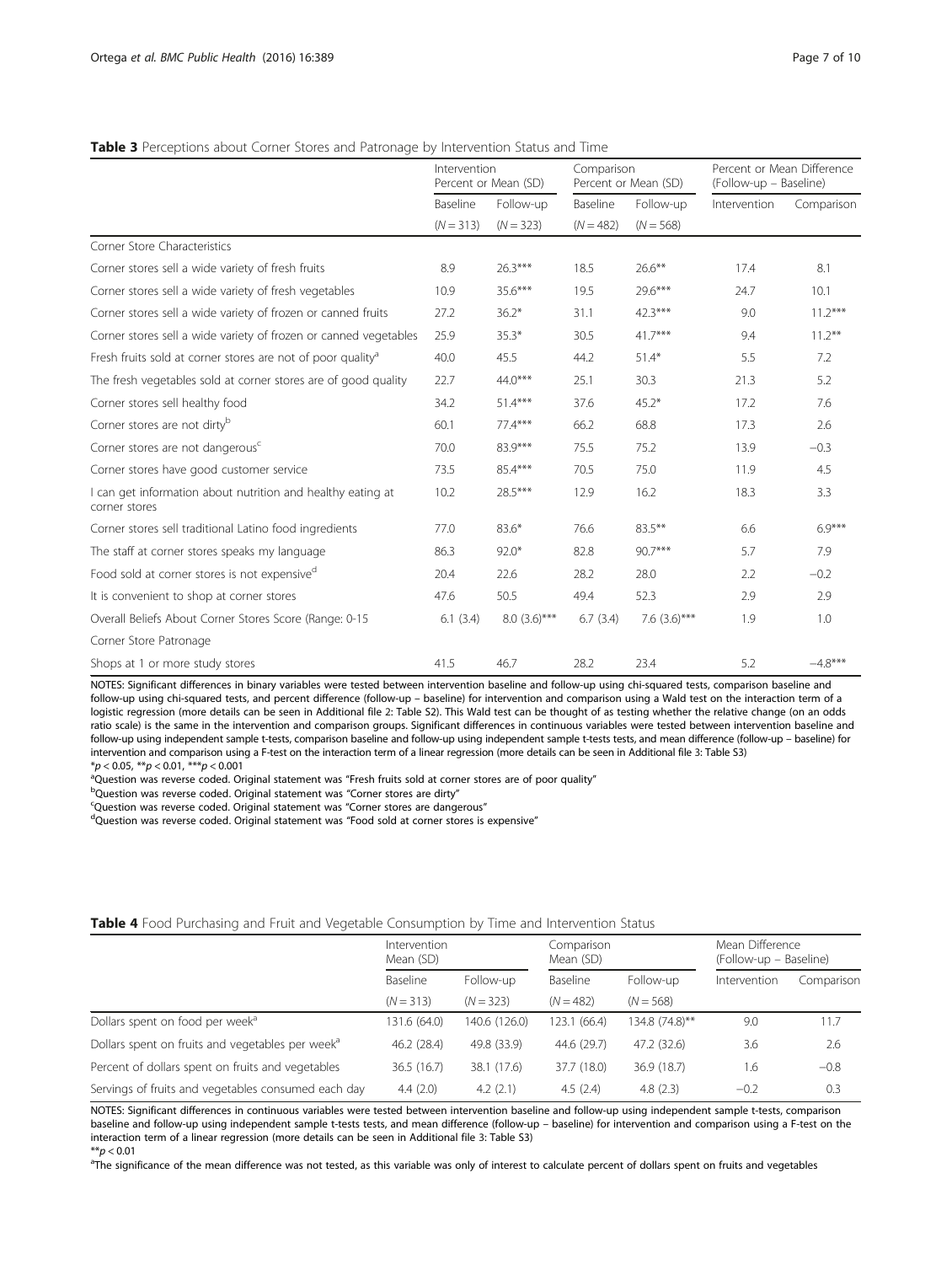**Table 3** Perceptions about Corner Stores and Patronage by Intervention Status and Time

| | Intervention Percent or Mean (SD) | | Comparison Percent or Mean (SD) | | Percent or Mean Difference (Follow-up – Baseline) | |
|---|---|---|---|---|---|---|
| | Baseline | Follow-up | Baseline | Follow-up | Intervention | Comparison |
| | (N = 313) | (N = 323) | (N = 482) | (N = 568) | | |
| Corner Store Characteristics | | | | | | |
| Corner stores sell a wide variety of fresh fruits | 8.9 | 26.3*** | 18.5 | 26.6** | 17.4 | 8.1 |
| Corner stores sell a wide variety of fresh vegetables | 10.9 | 35.6*** | 19.5 | 29.6*** | 24.7 | 10.1 |
| Corner stores sell a wide variety of frozen or canned fruits | 27.2 | 36.2* | 31.1 | 42.3*** | 9.0 | 11.2*** |
| Corner stores sell a wide variety of frozen or canned vegetables | 25.9 | 35.3* | 30.5 | 41.7*** | 9.4 | 11.2** |
| Fresh fruits sold at corner stores are not of poor quality[a] | 40.0 | 45.5 | 44.2 | 51.4* | 5.5 | 7.2 |
| The fresh vegetables sold at corner stores are of good quality | 22.7 | 44.0*** | 25.1 | 30.3 | 21.3 | 5.2 |
| Corner stores sell healthy food | 34.2 | 51.4*** | 37.6 | 45.2* | 17.2 | 7.6 |
| Corner stores are not dirty[b] | 60.1 | 77.4*** | 66.2 | 68.8 | 17.3 | 2.6 |
| Corner stores are not dangerous[c] | 70.0 | 83.9*** | 75.5 | 75.2 | 13.9 | −0.3 |
| Corner stores have good customer service | 73.5 | 85.4*** | 70.5 | 75.0 | 11.9 | 4.5 |
| I can get information about nutrition and healthy eating at corner stores | 10.2 | 28.5*** | 12.9 | 16.2 | 18.3 | 3.3 |
| Corner stores sell traditional Latino food ingredients | 77.0 | 83.6* | 76.6 | 83.5** | 6.6 | 6.9*** |
| The staff at corner stores speaks my language | 86.3 | 92.0* | 82.8 | 90.7*** | 5.7 | 7.9 |
| Food sold at corner stores is not expensive[d] | 20.4 | 22.6 | 28.2 | 28.0 | 2.2 | −0.2 |
| It is convenient to shop at corner stores | 47.6 | 50.5 | 49.4 | 52.3 | 2.9 | 2.9 |
| Overall Beliefs About Corner Stores Score (Range: 0-15 | 6.1 (3.4) | 8.0 (3.6)*** | 6.7 (3.4) | 7.6 (3.6)*** | 1.9 | 1.0 |
| Corner Store Patronage | | | | | | |
| Shops at 1 or more study stores | 41.5 | 46.7 | 28.2 | 23.4 | 5.2 | −4.8*** |

NOTES: Significant differences in binary variables were tested between intervention baseline and follow-up using chi-squared tests, comparison baseline and follow-up using chi-squared tests, and percent difference (follow-up – baseline) for intervention and comparison using a Wald test on the interaction term of a logistic regression (more details can be seen in Additional file 2: Table S2). This Wald test can be thought of as testing whether the relative change (on an odds ratio scale) is the same in the intervention and comparison groups. Significant differences in continuous variables were tested between intervention baseline and follow-up using independent sample t-tests, comparison baseline and follow-up using independent sample t-tests tests, and mean difference (follow-up – baseline) for intervention and comparison using a F-test on the interaction term of a linear regression (more details can be seen in Additional file 3: Table S3)

*$p < 0.05$, **$p < 0.01$, ***$p < 0.001$

[a]Question was reverse coded. Original statement was "Fresh fruits sold at corner stores are of poor quality"

[b]Question was reverse coded. Original statement was "Corner stores are dirty"

[c]Question was reverse coded. Original statement was "Corner stores are dangerous"

[d]Question was reverse coded. Original statement was "Food sold at corner stores is expensive"

**Table 4** Food Purchasing and Fruit and Vegetable Consumption by Time and Intervention Status

| | Intervention Mean (SD) | | Comparison Mean (SD) | | Mean Difference (Follow-up – Baseline) | |
|---|---|---|---|---|---|---|
| | Baseline | Follow-up | Baseline | Follow-up | Intervention | Comparison |
| | (N = 313) | (N = 323) | (N = 482) | (N = 568) | | |
| Dollars spent on food per week[a] | 131.6 (64.0) | 140.6 (126.0) | 123.1 (66.4) | 134.8 (74.8)** | 9.0 | 11.7 |
| Dollars spent on fruits and vegetables per week[a] | 46.2 (28.4) | 49.8 (33.9) | 44.6 (29.7) | 47.2 (32.6) | 3.6 | 2.6 |
| Percent of dollars spent on fruits and vegetables | 36.5 (16.7) | 38.1 (17.6) | 37.7 (18.0) | 36.9 (18.7) | 1.6 | −0.8 |
| Servings of fruits and vegetables consumed each day | 4.4 (2.0) | 4.2 (2.1) | 4.5 (2.4) | 4.8 (2.3) | −0.2 | 0.3 |

NOTES: Significant differences in continuous variables were tested between intervention baseline and follow-up using independent sample t-tests, comparison baseline and follow-up using independent sample t-tests tests, and mean difference (follow-up – baseline) for intervention and comparison using a F-test on the interaction term of a linear regression (more details can be seen in Additional file 3: Table S3)

**$p < 0.01$

[a]The significance of the mean difference was not tested, as this variable was only of interest to calculate percent of dollars spent on fruits and vegetables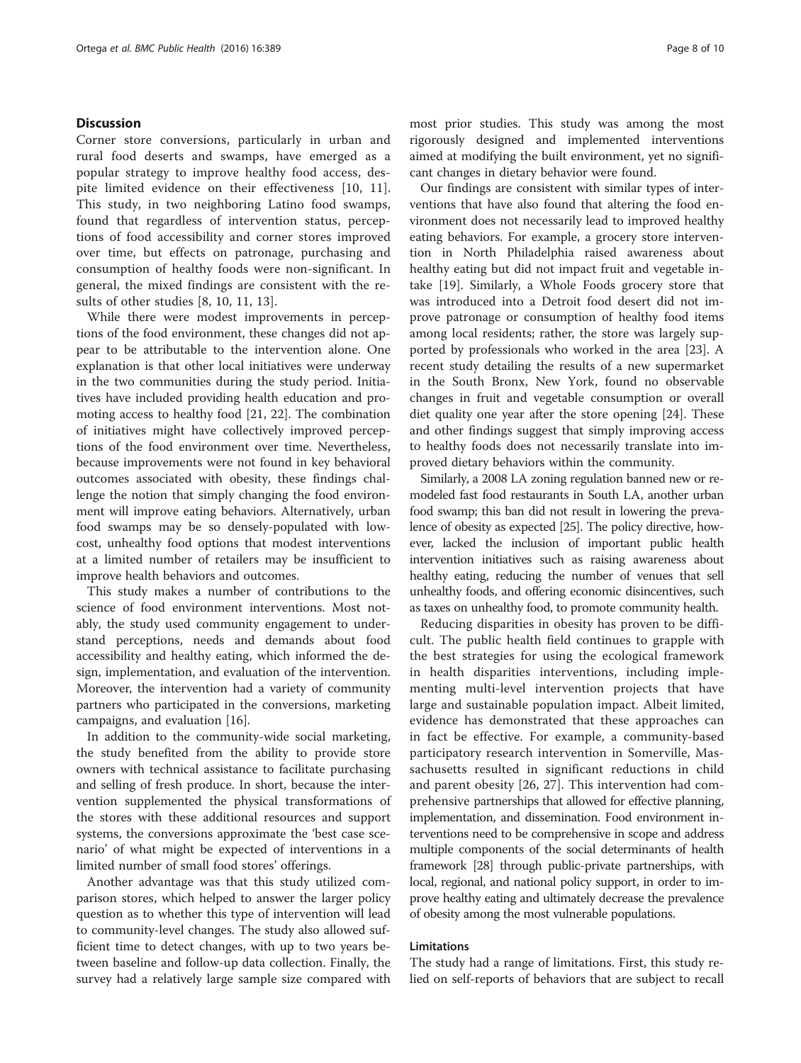## Discussion

Corner store conversions, particularly in urban and rural food deserts and swamps, have emerged as a popular strategy to improve healthy food access, despite limited evidence on their effectiveness [10, 11]. This study, in two neighboring Latino food swamps, found that regardless of intervention status, perceptions of food accessibility and corner stores improved over time, but effects on patronage, purchasing and consumption of healthy foods were non-significant. In general, the mixed findings are consistent with the results of other studies [8, 10, 11, 13].

While there were modest improvements in perceptions of the food environment, these changes did not appear to be attributable to the intervention alone. One explanation is that other local initiatives were underway in the two communities during the study period. Initiatives have included providing health education and promoting access to healthy food [21, 22]. The combination of initiatives might have collectively improved perceptions of the food environment over time. Nevertheless, because improvements were not found in key behavioral outcomes associated with obesity, these findings challenge the notion that simply changing the food environment will improve eating behaviors. Alternatively, urban food swamps may be so densely-populated with low-cost, unhealthy food options that modest interventions at a limited number of retailers may be insufficient to improve health behaviors and outcomes.

This study makes a number of contributions to the science of food environment interventions. Most notably, the study used community engagement to understand perceptions, needs and demands about food accessibility and healthy eating, which informed the design, implementation, and evaluation of the intervention. Moreover, the intervention had a variety of community partners who participated in the conversions, marketing campaigns, and evaluation [16].

In addition to the community-wide social marketing, the study benefited from the ability to provide store owners with technical assistance to facilitate purchasing and selling of fresh produce. In short, because the intervention supplemented the physical transformations of the stores with these additional resources and support systems, the conversions approximate the 'best case scenario' of what might be expected of interventions in a limited number of small food stores' offerings.

Another advantage was that this study utilized comparison stores, which helped to answer the larger policy question as to whether this type of intervention will lead to community-level changes. The study also allowed sufficient time to detect changes, with up to two years between baseline and follow-up data collection. Finally, the survey had a relatively large sample size compared with most prior studies. This study was among the most rigorously designed and implemented interventions aimed at modifying the built environment, yet no significant changes in dietary behavior were found.

Our findings are consistent with similar types of interventions that have also found that altering the food environment does not necessarily lead to improved healthy eating behaviors. For example, a grocery store intervention in North Philadelphia raised awareness about healthy eating but did not impact fruit and vegetable intake [19]. Similarly, a Whole Foods grocery store that was introduced into a Detroit food desert did not improve patronage or consumption of healthy food items among local residents; rather, the store was largely supported by professionals who worked in the area [23]. A recent study detailing the results of a new supermarket in the South Bronx, New York, found no observable changes in fruit and vegetable consumption or overall diet quality one year after the store opening [24]. These and other findings suggest that simply improving access to healthy foods does not necessarily translate into improved dietary behaviors within the community.

Similarly, a 2008 LA zoning regulation banned new or remodeled fast food restaurants in South LA, another urban food swamp; this ban did not result in lowering the prevalence of obesity as expected [25]. The policy directive, however, lacked the inclusion of important public health intervention initiatives such as raising awareness about healthy eating, reducing the number of venues that sell unhealthy foods, and offering economic disincentives, such as taxes on unhealthy food, to promote community health.

Reducing disparities in obesity has proven to be difficult. The public health field continues to grapple with the best strategies for using the ecological framework in health disparities interventions, including implementing multi-level intervention projects that have large and sustainable population impact. Albeit limited, evidence has demonstrated that these approaches can in fact be effective. For example, a community-based participatory research intervention in Somerville, Massachusetts resulted in significant reductions in child and parent obesity [26, 27]. This intervention had comprehensive partnerships that allowed for effective planning, implementation, and dissemination. Food environment interventions need to be comprehensive in scope and address multiple components of the social determinants of health framework [28] through public-private partnerships, with local, regional, and national policy support, in order to improve healthy eating and ultimately decrease the prevalence of obesity among the most vulnerable populations.

### Limitations

The study had a range of limitations. First, this study relied on self-reports of behaviors that are subject to recall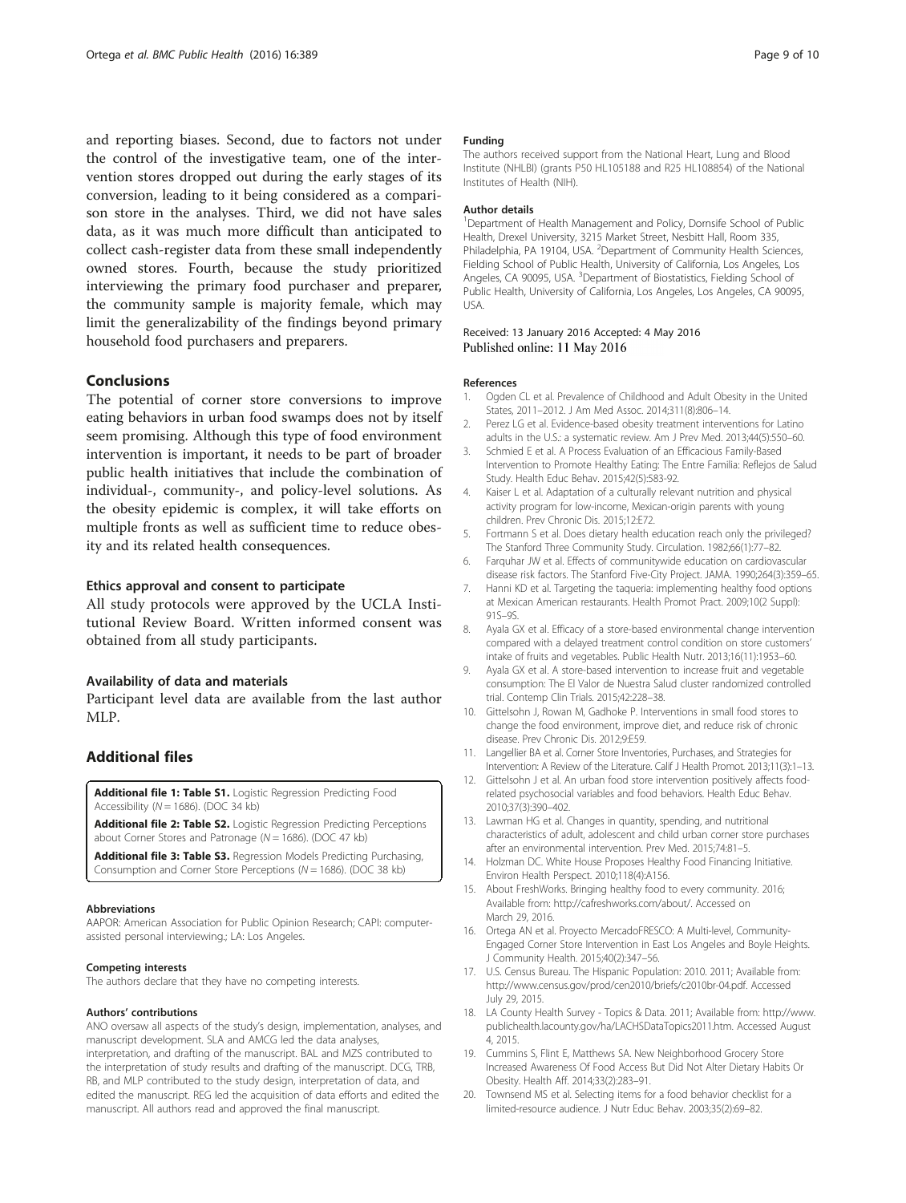and reporting biases. Second, due to factors not under the control of the investigative team, one of the intervention stores dropped out during the early stages of its conversion, leading to it being considered as a comparison store in the analyses. Third, we did not have sales data, as it was much more difficult than anticipated to collect cash-register data from these small independently owned stores. Fourth, because the study prioritized interviewing the primary food purchaser and preparer, the community sample is majority female, which may limit the generalizability of the findings beyond primary household food purchasers and preparers.

## Conclusions

The potential of corner store conversions to improve eating behaviors in urban food swamps does not by itself seem promising. Although this type of food environment intervention is important, it needs to be part of broader public health initiatives that include the combination of individual-, community-, and policy-level solutions. As the obesity epidemic is complex, it will take efforts on multiple fronts as well as sufficient time to reduce obesity and its related health consequences.

### Ethics approval and consent to participate

All study protocols were approved by the UCLA Institutional Review Board. Written informed consent was obtained from all study participants.

### Availability of data and materials

Participant level data are available from the last author MLP.

## Additional files

**Additional file 1: Table S1.** Logistic Regression Predicting Food Accessibility ($N = 1686$). (DOC 34 kb)

**Additional file 2: Table S2.** Logistic Regression Predicting Perceptions about Corner Stores and Patronage ($N = 1686$). (DOC 47 kb)

**Additional file 3: Table S3.** Regression Models Predicting Purchasing, Consumption and Corner Store Perceptions ($N = 1686$). (DOC 38 kb)

#### Abbreviations

AAPOR: American Association for Public Opinion Research; CAPI: computer-assisted personal interviewing.; LA: Los Angeles.

#### Competing interests

The authors declare that they have no competing interests.

#### Authors' contributions

ANO oversaw all aspects of the study's design, implementation, analyses, and manuscript development. SLA and AMCG led the data analyses, interpretation, and drafting of the manuscript. BAL and MZS contributed to the interpretation of study results and drafting of the manuscript. DCG, TRB, RB, and MLP contributed to the study design, interpretation of data, and edited the manuscript. REG led the acquisition of data efforts and edited the manuscript. All authors read and approved the final manuscript.

#### Funding

The authors received support from the National Heart, Lung and Blood Institute (NHLBI) (grants P50 HL105188 and R25 HL108854) of the National Institutes of Health (NIH).

#### Author details

[1]Department of Health Management and Policy, Dornsife School of Public Health, Drexel University, 3215 Market Street, Nesbitt Hall, Room 335, Philadelphia, PA 19104, USA. [2]Department of Community Health Sciences, Fielding School of Public Health, University of California, Los Angeles, Los Angeles, CA 90095, USA. [3]Department of Biostatistics, Fielding School of Public Health, University of California, Los Angeles, Los Angeles, CA 90095, USA.

Received: 13 January 2016 Accepted: 4 May 2016
Published online: 11 May 2016

#### References

1. Ogden CL et al. Prevalence of Childhood and Adult Obesity in the United States, 2011–2012. J Am Med Assoc. 2014;311(8):806–14.
2. Perez LG et al. Evidence-based obesity treatment interventions for Latino adults in the U.S.: a systematic review. Am J Prev Med. 2013;44(5):550–60.
3. Schmied E et al. A Process Evaluation of an Efficacious Family-Based Intervention to Promote Healthy Eating: The Entre Familia: Reflejos de Salud Study. Health Educ Behav. 2015;42(5):583-92.
4. Kaiser L et al. Adaptation of a culturally relevant nutrition and physical activity program for low-income, Mexican-origin parents with young children. Prev Chronic Dis. 2015;12:E72.
5. Fortmann S et al. Does dietary health education reach only the privileged? The Stanford Three Community Study. Circulation. 1982;66(1):77–82.
6. Farquhar JW et al. Effects of communitywide education on cardiovascular disease risk factors. The Stanford Five-City Project. JAMA. 1990;264(3):359–65.
7. Hanni KD et al. Targeting the taqueria: implementing healthy food options at Mexican American restaurants. Health Promot Pract. 2009;10(2 Suppl): 91S–9S.
8. Ayala GX et al. Efficacy of a store-based environmental change intervention compared with a delayed treatment control condition on store customers' intake of fruits and vegetables. Public Health Nutr. 2013;16(11):1953–60.
9. Ayala GX et al. A store-based intervention to increase fruit and vegetable consumption: The El Valor de Nuestra Salud cluster randomized controlled trial. Contemp Clin Trials. 2015;42:228–38.
10. Gittelsohn J, Rowan M, Gadhoke P. Interventions in small food stores to change the food environment, improve diet, and reduce risk of chronic disease. Prev Chronic Dis. 2012;9:E59.
11. Langellier BA et al. Corner Store Inventories, Purchases, and Strategies for Intervention: A Review of the Literature. Calif J Health Promot. 2013;11(3):1–13.
12. Gittelsohn J et al. An urban food store intervention positively affects food-related psychosocial variables and food behaviors. Health Educ Behav. 2010;37(3):390–402.
13. Lawman HG et al. Changes in quantity, spending, and nutritional characteristics of adult, adolescent and child urban corner store purchases after an environmental intervention. Prev Med. 2015;74:81–5.
14. Holzman DC. White House Proposes Healthy Food Financing Initiative. Environ Health Perspect. 2010;118(4):A156.
15. About FreshWorks. Bringing healthy food to every community. 2016; Available from: http://cafreshworks.com/about/. Accessed on March 29, 2016.
16. Ortega AN et al. Proyecto MercadoFRESCO: A Multi-level, Community-Engaged Corner Store Intervention in East Los Angeles and Boyle Heights. J Community Health. 2015;40(2):347–56.
17. U.S. Census Bureau. The Hispanic Population: 2010. 2011; Available from: http://www.census.gov/prod/cen2010/briefs/c2010br-04.pdf. Accessed July 29, 2015.
18. LA County Health Survey - Topics & Data. 2011; Available from: http://www.publichealth.lacounty.gov/ha/LACHSDataTopics2011.htm. Accessed August 4, 2015.
19. Cummins S, Flint E, Matthews SA. New Neighborhood Grocery Store Increased Awareness Of Food Access But Did Not Alter Dietary Habits Or Obesity. Health Aff. 2014;33(2):283–91.
20. Townsend MS et al. Selecting items for a food behavior checklist for a limited-resource audience. J Nutr Educ Behav. 2003;35(2):69–82.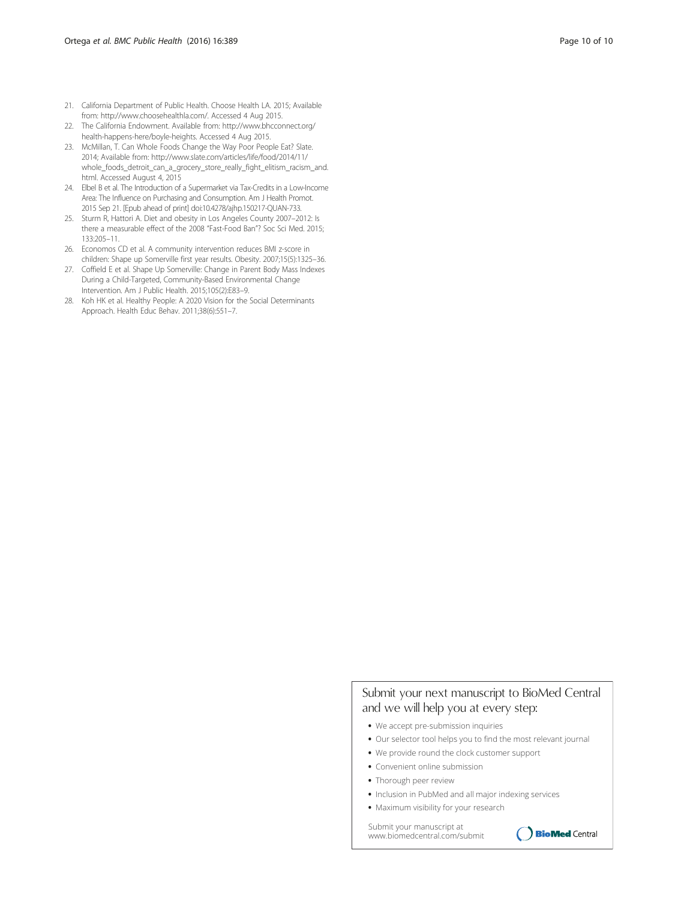21. California Department of Public Health. Choose Health LA. 2015; Available from: http://www.choosehealthla.com/. Accessed 4 Aug 2015.
22. The California Endowment. Available from: http://www.bhcconnect.org/health-happens-here/boyle-heights. Accessed 4 Aug 2015.
23. McMillan, T. Can Whole Foods Change the Way Poor People Eat? Slate. 2014; Available from: http://www.slate.com/articles/life/food/2014/11/whole_foods_detroit_can_a_grocery_store_really_fight_elitism_racism_and.html. Accessed August 4, 2015
24. Elbel B et al. The Introduction of a Supermarket via Tax-Credits in a Low-Income Area: The Influence on Purchasing and Consumption. Am J Health Promot. 2015 Sep 21. [Epub ahead of print] doi:10.4278/ajhp.150217-QUAN-733.
25. Sturm R, Hattori A. Diet and obesity in Los Angeles County 2007–2012: Is there a measurable effect of the 2008 "Fast-Food Ban"? Soc Sci Med. 2015; 133:205–11.
26. Economos CD et al. A community intervention reduces BMI z-score in children: Shape up Somerville first year results. Obesity. 2007;15(5):1325–36.
27. Coffield E et al. Shape Up Somerville: Change in Parent Body Mass Indexes During a Child-Targeted, Community-Based Environmental Change Intervention. Am J Public Health. 2015;105(2):E83–9.
28. Koh HK et al. Healthy People: A 2020 Vision for the Social Determinants Approach. Health Educ Behav. 2011;38(6):551–7.

Submit your next manuscript to BioMed Central and we will help you at every step:

- We accept pre-submission inquiries
- Our selector tool helps you to find the most relevant journal
- We provide round the clock customer support
- Convenient online submission
- Thorough peer review
- Inclusion in PubMed and all major indexing services
- Maximum visibility for your research

Submit your manuscript at www.biomedcentral.com/submit

BioMed Central